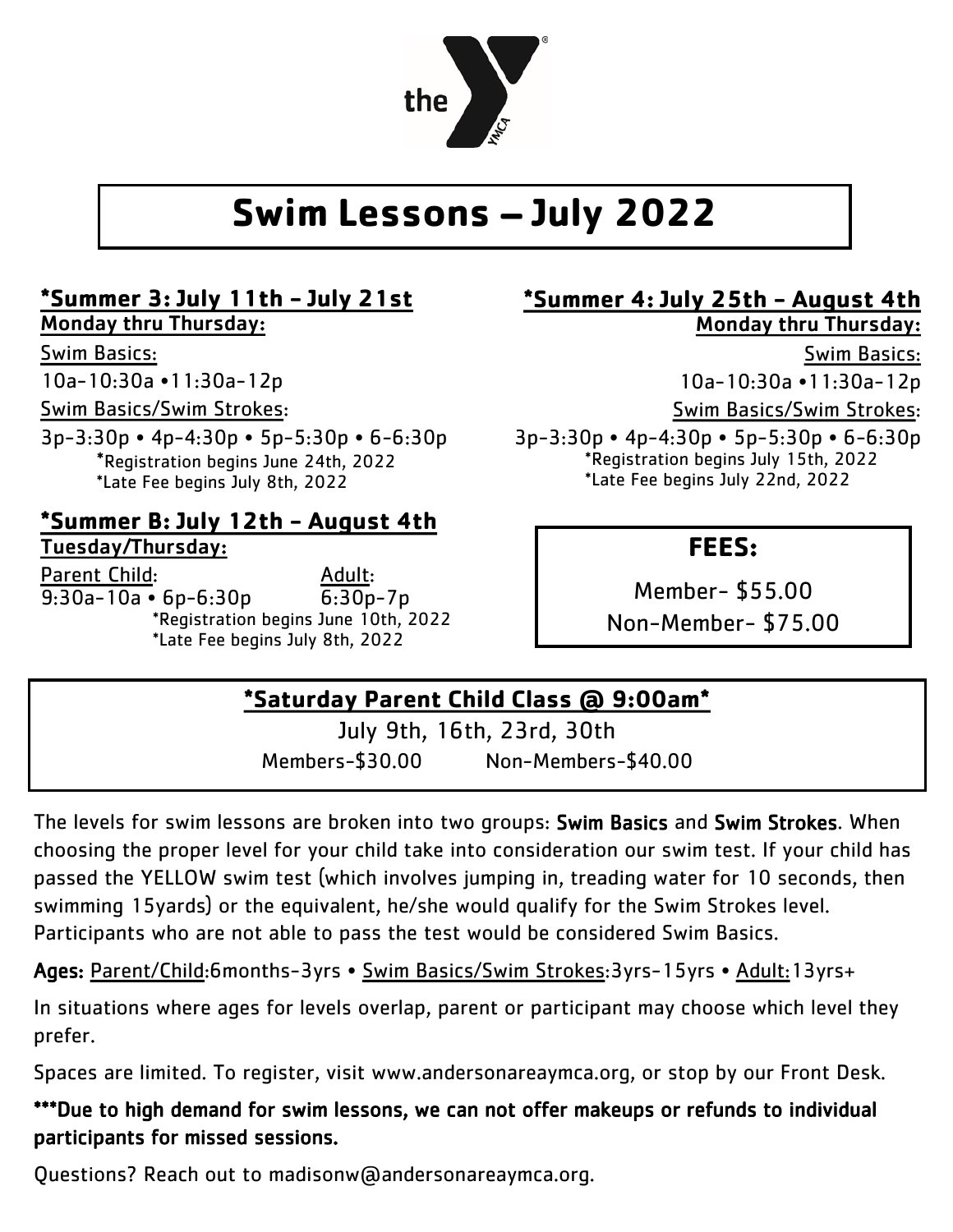# Swim Lessons – July 2022

## *Summer 3: July 11th – July 21st

**Monday thru Thursday:**

Swim Basics:

10a-10:30a •11:30a-12p

Swim Basics/Swim Strokes:

3p-3:30p • 4p-4:30p • 5p-5:30p • 6-6:30p

*Registration begins June 24th, 2022
*Late Fee begins July 8th, 2022

## *Summer 4: July 25th – August 4th

**Monday thru Thursday:**

Swim Basics:

10a-10:30a •11:30a-12p

Swim Basics/Swim Strokes:

3p-3:30p • 4p-4:30p • 5p-5:30p • 6-6:30p

*Registration begins July 15th, 2022
*Late Fee begins July 22nd, 2022

## *Summer B: July 12th – August 4th

**Tuesday/Thursday:**

Parent Child:
9:30a-10a • 6p-6:30p

Adult:
6:30p-7p

*Registration begins June 10th, 2022
*Late Fee begins July 8th, 2022

## FEES:

Member- $55.00

Non-Member- $75.00

## *Saturday Parent Child Class @ 9:00am*

July 9th, 16th, 23rd, 30th

Members-$30.00 Non-Members-$40.00

The levels for swim lessons are broken into two groups: **Swim Basics** and **Swim Strokes**. When choosing the proper level for your child take into consideration our swim test. If your child has passed the YELLOW swim test (which involves jumping in, treading water for 10 seconds, then swimming 15yards) or the equivalent, he/she would qualify for the Swim Strokes level. Participants who are not able to pass the test would be considered Swim Basics.

**Ages:** Parent/Child:6months-3yrs • Swim Basics/Swim Strokes:3yrs-15yrs • Adult:13yrs+

In situations where ages for levels overlap, parent or participant may choose which level they prefer.

Spaces are limited. To register, visit www.andersonareaymca.org, or stop by our Front Desk.

**\*\*\*Due to high demand for swim lessons, we can not offer makeups or refunds to individual participants for missed sessions.**

Questions? Reach out to madisonw@andersonareaymca.org.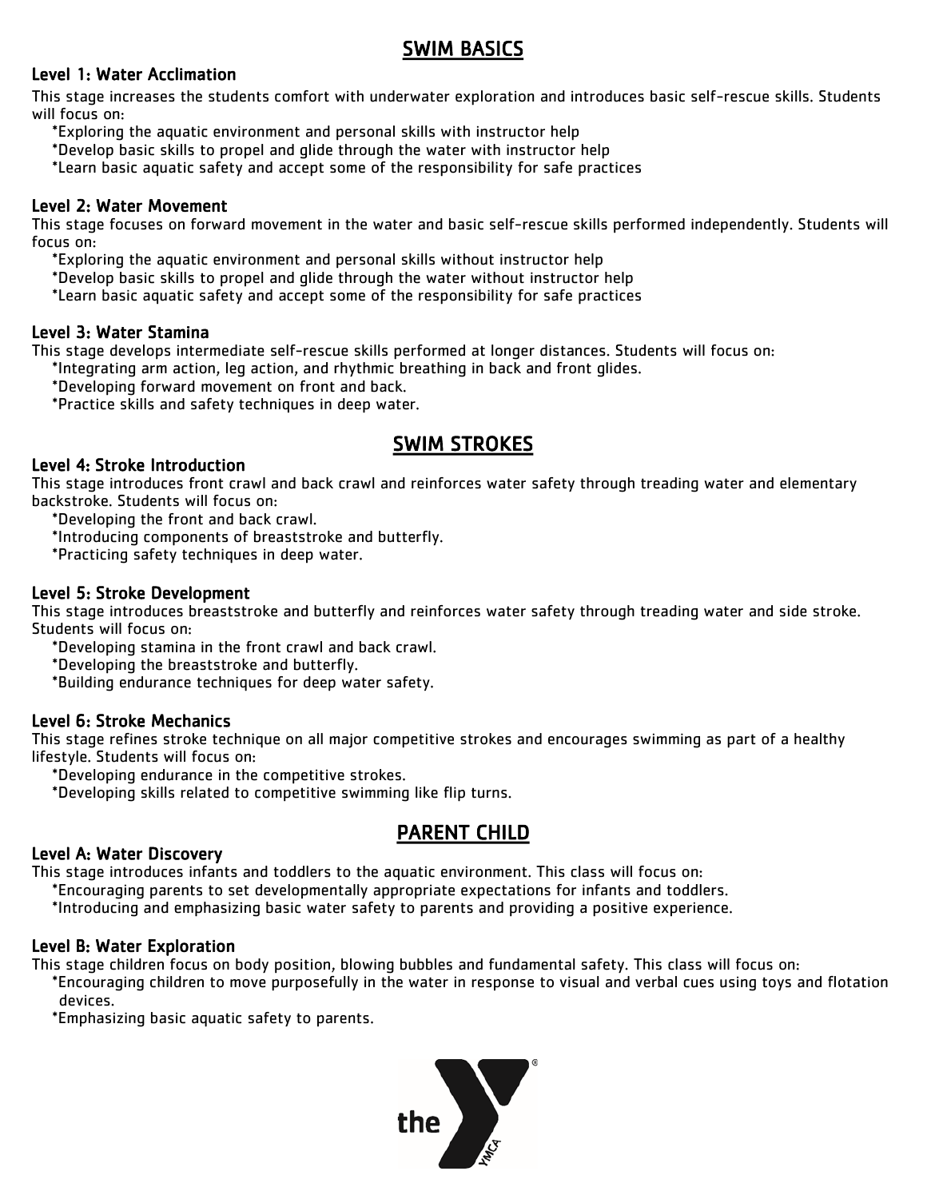## SWIM BASICS

### Level 1: Water Acclimation

This stage increases the students comfort with underwater exploration and introduces basic self-rescue skills. Students will focus on:

*Exploring the aquatic environment and personal skills with instructor help
*Develop basic skills to propel and glide through the water with instructor help
*Learn basic aquatic safety and accept some of the responsibility for safe practices

### Level 2: Water Movement

This stage focuses on forward movement in the water and basic self-rescue skills performed independently. Students will focus on:

*Exploring the aquatic environment and personal skills without instructor help
*Develop basic skills to propel and glide through the water without instructor help
*Learn basic aquatic safety and accept some of the responsibility for safe practices

### Level 3: Water Stamina

This stage develops intermediate self-rescue skills performed at longer distances. Students will focus on:

*Integrating arm action, leg action, and rhythmic breathing in back and front glides.
*Developing forward movement on front and back.
*Practice skills and safety techniques in deep water.

## SWIM STROKES

### Level 4: Stroke Introduction

This stage introduces front crawl and back crawl and reinforces water safety through treading water and elementary backstroke. Students will focus on:

*Developing the front and back crawl.
*Introducing components of breaststroke and butterfly.
*Practicing safety techniques in deep water.

### Level 5: Stroke Development

This stage introduces breaststroke and butterfly and reinforces water safety through treading water and side stroke. Students will focus on:

*Developing stamina in the front crawl and back crawl.
*Developing the breaststroke and butterfly.
*Building endurance techniques for deep water safety.

### Level 6: Stroke Mechanics

This stage refines stroke technique on all major competitive strokes and encourages swimming as part of a healthy lifestyle. Students will focus on:

*Developing endurance in the competitive strokes.
*Developing skills related to competitive swimming like flip turns.

## PARENT CHILD

### Level A: Water Discovery

This stage introduces infants and toddlers to the aquatic environment. This class will focus on:

*Encouraging parents to set developmentally appropriate expectations for infants and toddlers.
*Introducing and emphasizing basic water safety to parents and providing a positive experience.

### Level B: Water Exploration

This stage children focus on body position, blowing bubbles and fundamental safety. This class will focus on:

*Encouraging children to move purposefully in the water in response to visual and verbal cues using toys and flotation devices.
*Emphasizing basic aquatic safety to parents.